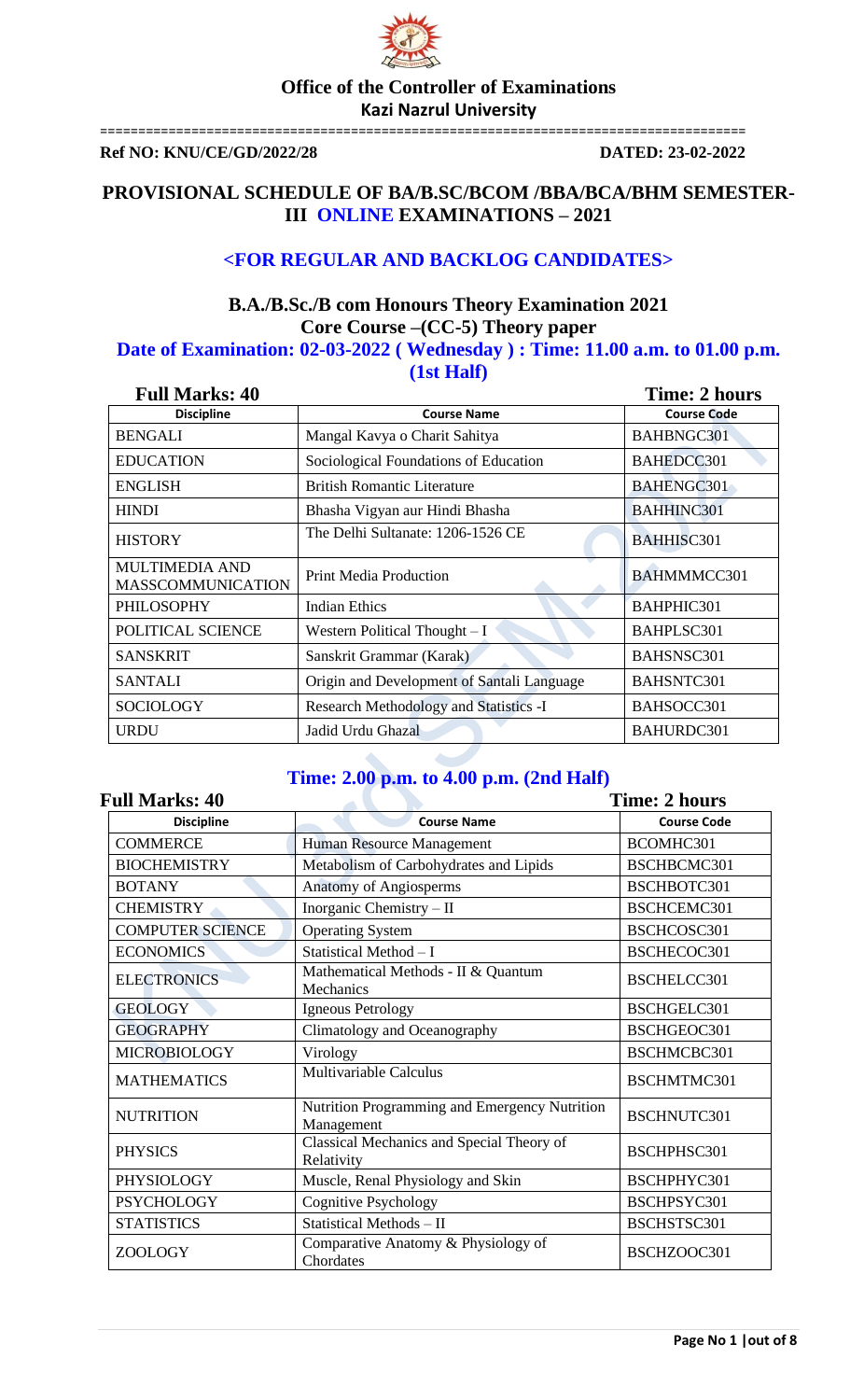**Office of the Controller of Examinations**

**Kazi Nazrul University**

==================================================================================

**Ref NO: KNU/CE/GD/2022/28** **DATED: 23-02-2022**

## PROVISIONAL SCHEDULE OF BA/B.SC/BCOM /BBA/BCA/BHM SEMESTER-III ONLINE EXAMINATIONS – 2021

### <FOR REGULAR AND BACKLOG CANDIDATES>

### B.A./B.Sc./B com Honours Theory Examination 2021
### Core Course –(CC-5) Theory paper

**Date of Examination: 02-03-2022 ( Wednesday ) : Time: 11.00 a.m. to 01.00 p.m. (1st Half)**

**Full Marks: 40** **Time: 2 hours**

| Discipline | Course Name | Course Code |
|---|---|---|
| BENGALI | Mangal Kavya o Charit Sahitya | BAHBNGC301 |
| EDUCATION | Sociological Foundations of Education | BAHEDCC301 |
| ENGLISH | British Romantic Literature | BAHENGC301 |
| HINDI | Bhasha Vigyan aur Hindi Bhasha | BAHHINC301 |
| HISTORY | The Delhi Sultanate: 1206-1526 CE | BAHHISC301 |
| MULTIMEDIA AND MASSCOMMUNICATION | Print Media Production | BAHMMMCC301 |
| PHILOSOPHY | Indian Ethics | BAHPHIC301 |
| POLITICAL SCIENCE | Western Political Thought – I | BAHPLSC301 |
| SANSKRIT | Sanskrit Grammar (Karak) | BAHSNSC301 |
| SANTALI | Origin and Development of Santali Language | BAHSNTC301 |
| SOCIOLOGY | Research Methodology and Statistics -I | BAHSOCC301 |
| URDU | Jadid Urdu Ghazal | BAHURDC301 |

**Time: 2.00 p.m. to 4.00 p.m. (2nd Half)**

**Full Marks: 40** **Time: 2 hours**

| Discipline | Course Name | Course Code |
|---|---|---|
| COMMERCE | Human Resource Management | BCOMHC301 |
| BIOCHEMISTRY | Metabolism of Carbohydrates and Lipids | BSCHBCMC301 |
| BOTANY | Anatomy of Angiosperms | BSCHBOTC301 |
| CHEMISTRY | Inorganic Chemistry – II | BSCHCEMC301 |
| COMPUTER SCIENCE | Operating System | BSCHCOSC301 |
| ECONOMICS | Statistical Method – I | BSCHECOC301 |
| ELECTRONICS | Mathematical Methods - II & Quantum Mechanics | BSCHELCC301 |
| GEOLOGY | Igneous Petrology | BSCHGELC301 |
| GEOGRAPHY | Climatology and Oceanography | BSCHGEOC301 |
| MICROBIOLOGY | Virology | BSCHMCBC301 |
| MATHEMATICS | Multivariable Calculus | BSCHMTMC301 |
| NUTRITION | Nutrition Programming and Emergency Nutrition Management | BSCHNUTC301 |
| PHYSICS | Classical Mechanics and Special Theory of Relativity | BSCHPHSC301 |
| PHYSIOLOGY | Muscle, Renal Physiology and Skin | BSCHPHYC301 |
| PSYCHOLOGY | Cognitive Psychology | BSCHPSYC301 |
| STATISTICS | Statistical Methods – II | BSCHSTSC301 |
| ZOOLOGY | Comparative Anatomy & Physiology of Chordates | BSCHZOOC301 |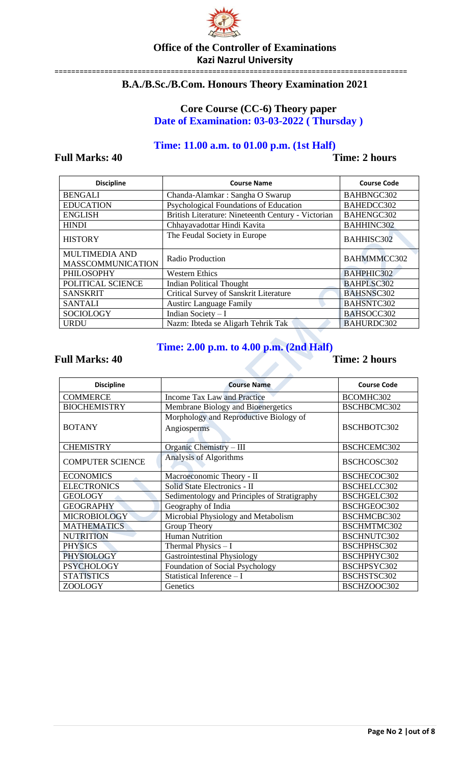**Office of the Controller of Examinations**
**Kazi Nazrul University**

## B.A./B.Sc./B.Com. Honours Theory Examination 2021

### Core Course (CC-6) Theory paper

**Date of Examination: 03-03-2022 ( Thursday )**

### Time: 11.00 a.m. to 01.00 p.m. (1st Half)

**Full Marks: 40** **Time: 2 hours**

| Discipline | Course Name | Course Code |
|---|---|---|
| BENGALI | Chanda-Alamkar : Sangha O Swarup | BAHBNGC302 |
| EDUCATION | Psychological Foundations of Education | BAHEDCC302 |
| ENGLISH | British Literature: Nineteenth Century - Victorian | BAHENGC302 |
| HINDI | Chhayavadottar Hindi Kavita | BAHHINC302 |
| HISTORY | The Feudal Society in Europe | BAHHISC302 |
| MULTIMEDIA AND MASSCOMMUNICATION | Radio Production | BAHMMMCC302 |
| PHILOSOPHY | Western Ethics | BAHPHIC302 |
| POLITICAL SCIENCE | Indian Political Thought | BAHPLSC302 |
| SANSKRIT | Critical Survey of Sanskrit Literature | BAHSNSC302 |
| SANTALI | Austirc Language Family | BAHSNTC302 |
| SOCIOLOGY | Indian Society – I | BAHSOCC302 |
| URDU | Nazm: Ibteda se Aligarh Tehrik Tak | BAHURDC302 |

### Time: 2.00 p.m. to 4.00 p.m. (2nd Half)

**Full Marks: 40** **Time: 2 hours**

| Discipline | Course Name | Course Code |
|---|---|---|
| COMMERCE | Income Tax Law and Practice | BCOMHC302 |
| BIOCHEMISTRY | Membrane Biology and Bioenergetics | BSCHBCMC302 |
| BOTANY | Morphology and Reproductive Biology of Angiosperms | BSCHBOTC302 |
| CHEMISTRY | Organic Chemistry – III | BSCHCEMC302 |
| COMPUTER SCIENCE | Analysis of Algorithms | BSCHCOSC302 |
| ECONOMICS | Macroeconomic Theory - II | BSCHECOC302 |
| ELECTRONICS | Solid State Electronics - II | BSCHELCC302 |
| GEOLOGY | Sedimentology and Principles of Stratigraphy | BSCHGELC302 |
| GEOGRAPHY | Geography of India | BSCHGEOC302 |
| MICROBIOLOGY | Microbial Physiology and Metabolism | BSCHMCBC302 |
| MATHEMATICS | Group Theory | BSCHMTMC302 |
| NUTRITION | Human Nutrition | BSCHNUTC302 |
| PHYSICS | Thermal Physics – I | BSCHPHSC302 |
| PHYSIOLOGY | Gastrointestinal Physiology | BSCHPHYC302 |
| PSYCHOLOGY | Foundation of Social Psychology | BSCHPSYC302 |
| STATISTICS | Statistical Inference – I | BSCHSTSC302 |
| ZOOLOGY | Genetics | BSCHZOOC302 |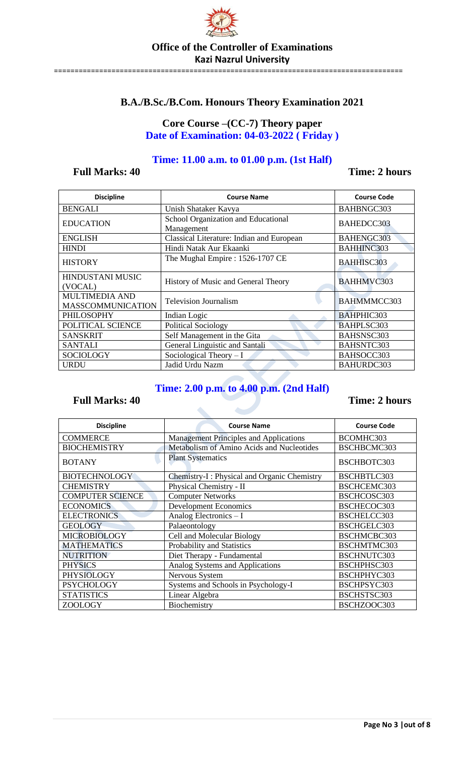**Office of the Controller of Examinations**

**Kazi Nazrul University**

## B.A./B.Sc./B.Com. Honours Theory Examination 2021

### Core Course –(CC-7) Theory paper

**Date of Examination: 04-03-2022 ( Friday )**

**Time: 11.00 a.m. to 01.00 p.m. (1st Half)**

**Full Marks: 40** **Time: 2 hours**

| Discipline | Course Name | Course Code |
|---|---|---|
| BENGALI | Unish Shataker Kavya | BAHBNGC303 |
| EDUCATION | School Organization and Educational Management | BAHEDCC303 |
| ENGLISH | Classical Literature: Indian and European | BAHENGC303 |
| HINDI | Hindi Natak Aur Ekaanki | BAHHINC303 |
| HISTORY | The Mughal Empire : 1526-1707 CE | BAHHISC303 |
| HINDUSTANI MUSIC (VOCAL) | History of Music and General Theory | BAHHMVC303 |
| MULTIMEDIA AND MASSCOMMUNICATION | Television Journalism | BAHMMMCC303 |
| PHILOSOPHY | Indian Logic | BAHPHIC303 |
| POLITICAL SCIENCE | Political Sociology | BAHPLSC303 |
| SANSKRIT | Self Management in the Gita | BAHSNSC303 |
| SANTALI | General Linguistic and Santali | BAHSNTC303 |
| SOCIOLOGY | Sociological Theory – I | BAHSOCC303 |
| URDU | Jadid Urdu Nazm | BAHURDC303 |

**Time: 2.00 p.m. to 4.00 p.m. (2nd Half)**

**Full Marks: 40** **Time: 2 hours**

| Discipline | Course Name | Course Code |
|---|---|---|
| COMMERCE | Management Principles and Applications | BCOMHC303 |
| BIOCHEMISTRY | Metabolism of Amino Acids and Nucleotides | BSCHBCMC303 |
| BOTANY | Plant Systematics | BSCHBOTC303 |
| BIOTECHNOLOGY | Chemistry-I : Physical and Organic Chemistry | BSCHBTLC303 |
| CHEMISTRY | Physical Chemistry - II | BSCHCEMC303 |
| COMPUTER SCIENCE | Computer Networks | BSCHCOSC303 |
| ECONOMICS | Development Economics | BSCHECOC303 |
| ELECTRONICS | Analog Electronics – I | BSCHELCC303 |
| GEOLOGY | Palaeontology | BSCHGELC303 |
| MICROBIOLOGY | Cell and Molecular Biology | BSCHMCBC303 |
| MATHEMATICS | Probability and Statistics | BSCHMTMC303 |
| NUTRITION | Diet Therapy - Fundamental | BSCHNUTC303 |
| PHYSICS | Analog Systems and Applications | BSCHPHSC303 |
| PHYSIOLOGY | Nervous System | BSCHPHYC303 |
| PSYCHOLOGY | Systems and Schools in Psychology-I | BSCHPSYC303 |
| STATISTICS | Linear Algebra | BSCHSTSC303 |
| ZOOLOGY | Biochemistry | BSCHZOOC303 |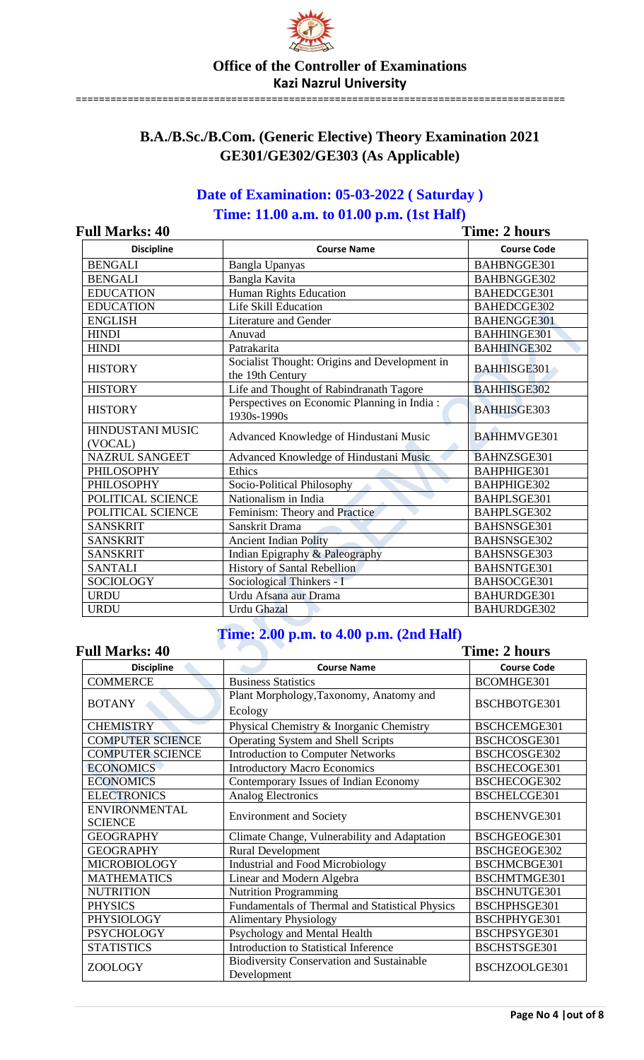**Office of the Controller of Examinations**

**Kazi Nazrul University**

## B.A./B.Sc./B.Com. (Generic Elective) Theory Examination 2021

## GE301/GE302/GE303 (As Applicable)

### Date of Examination: 05-03-2022 ( Saturday )

### Time: 11.00 a.m. to 01.00 p.m. (1st Half)

**Full Marks: 40** **Time: 2 hours**

| Discipline | Course Name | Course Code |
|---|---|---|
| BENGALI | Bangla Upanyas | BAHBNGGE301 |
| BENGALI | Bangla Kavita | BAHBNGGE302 |
| EDUCATION | Human Rights Education | BAHEDCGE301 |
| EDUCATION | Life Skill Education | BAHEDCGE302 |
| ENGLISH | Literature and Gender | BAHENGGE301 |
| HINDI | Anuvad | BAHHINGE301 |
| HINDI | Patrakarita | BAHHINGE302 |
| HISTORY | Socialist Thought: Origins and Development in the 19th Century | BAHHISGE301 |
| HISTORY | Life and Thought of Rabindranath Tagore | BAHHISGE302 |
| HISTORY | Perspectives on Economic Planning in India : 1930s-1990s | BAHHISGE303 |
| HINDUSTANI MUSIC (VOCAL) | Advanced Knowledge of Hindustani Music | BAHHMVGE301 |
| NAZRUL SANGEET | Advanced Knowledge of Hindustani Music | BAHNZSGE301 |
| PHILOSOPHY | Ethics | BAHPHIGE301 |
| PHILOSOPHY | Socio-Political Philosophy | BAHPHIGE302 |
| POLITICAL SCIENCE | Nationalism in India | BAHPLSGE301 |
| POLITICAL SCIENCE | Feminism: Theory and Practice | BAHPLSGE302 |
| SANSKRIT | Sanskrit Drama | BAHSNSGE301 |
| SANSKRIT | Ancient Indian Polity | BAHSNSGE302 |
| SANSKRIT | Indian Epigraphy & Paleography | BAHSNSGE303 |
| SANTALI | History of Santal Rebellion | BAHSNTGE301 |
| SOCIOLOGY | Sociological Thinkers - I | BAHSOCGE301 |
| URDU | Urdu Afsana aur Drama | BAHURDGE301 |
| URDU | Urdu Ghazal | BAHURDGE302 |

### Time: 2.00 p.m. to 4.00 p.m. (2nd Half)

**Full Marks: 40** **Time: 2 hours**

| Discipline | Course Name | Course Code |
|---|---|---|
| COMMERCE | Business Statistics | BCOMHGE301 |
| BOTANY | Plant Morphology,Taxonomy, Anatomy and Ecology | BSCHBOTGE301 |
| CHEMISTRY | Physical Chemistry & Inorganic Chemistry | BSCHCEMGE301 |
| COMPUTER SCIENCE | Operating System and Shell Scripts | BSCHCOSGE301 |
| COMPUTER SCIENCE | Introduction to Computer Networks | BSCHCOSGE302 |
| ECONOMICS | Introductory Macro Economics | BSCHECOGE301 |
| ECONOMICS | Contemporary Issues of Indian Economy | BSCHECOGE302 |
| ELECTRONICS | Analog Electronics | BSCHELCGE301 |
| ENVIRONMENTAL SCIENCE | Environment and Society | BSCHENVGE301 |
| GEOGRAPHY | Climate Change, Vulnerability and Adaptation | BSCHGEOGE301 |
| GEOGRAPHY | Rural Development | BSCHGEOGE302 |
| MICROBIOLOGY | Industrial and Food Microbiology | BSCHMCBGE301 |
| MATHEMATICS | Linear and Modern Algebra | BSCHMTMGE301 |
| NUTRITION | Nutrition Programming | BSCHNUTGE301 |
| PHYSICS | Fundamentals of Thermal and Statistical Physics | BSCHPHSGE301 |
| PHYSIOLOGY | Alimentary Physiology | BSCHPHYGE301 |
| PSYCHOLOGY | Psychology and Mental Health | BSCHPSYGE301 |
| STATISTICS | Introduction to Statistical Inference | BSCHSTSGE301 |
| ZOOLOGY | Biodiversity Conservation and Sustainable Development | BSCHZOOLGE301 |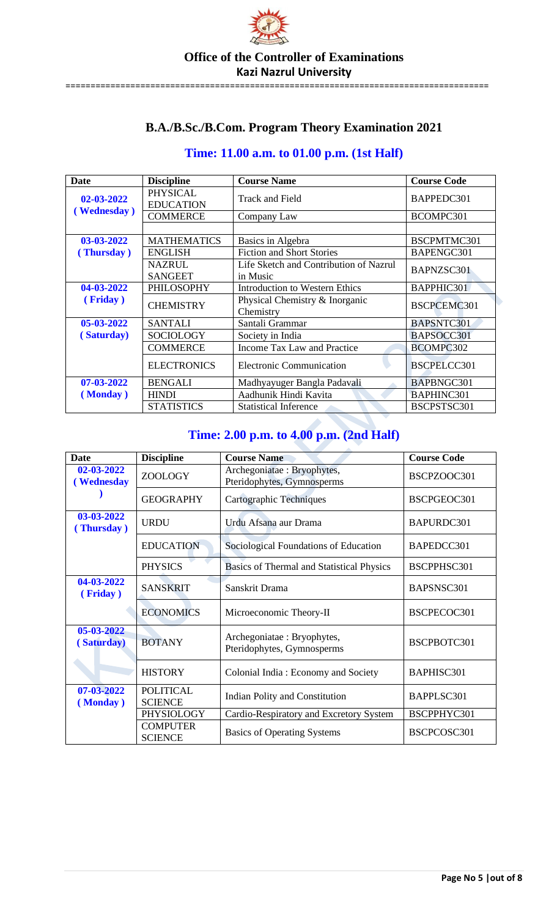**Office of the Controller of Examinations**

**Kazi Nazrul University**

# B.A./B.Sc./B.Com. Program Theory Examination 2021

## Time: 11.00 a.m. to 01.00 p.m. (1st Half)

| Date | Discipline | Course Name | Course Code |
|---|---|---|---|
| 02-03-2022 ( Wednesday ) | PHYSICAL EDUCATION | Track and Field | BAPPEDC301 |
| | COMMERCE | Company Law | BCOMPC301 |
| | | | |
| 03-03-2022 ( Thursday ) | MATHEMATICS | Basics in Algebra | BSCPMTMC301 |
| | ENGLISH | Fiction and Short Stories | BAPENGC301 |
| | NAZRUL SANGEET | Life Sketch and Contribution of Nazrul in Music | BAPNZSC301 |
| 04-03-2022 ( Friday ) | PHILOSOPHY | Introduction to Western Ethics | BAPPHIC301 |
| | CHEMISTRY | Physical Chemistry & Inorganic Chemistry | BSCPCEMC301 |
| 05-03-2022 ( Saturday) | SANTALI | Santali Grammar | BAPSNTC301 |
| | SOCIOLOGY | Society in India | BAPSOCC301 |
| | COMMERCE | Income Tax Law and Practice | BCOMPC302 |
| | ELECTRONICS | Electronic Communication | BSCPELCC301 |
| 07-03-2022 ( Monday ) | BENGALI | Madhyayuger Bangla Padavali | BAPBNGC301 |
| | HINDI | Aadhunik Hindi Kavita | BAPHINC301 |
| | STATISTICS | Statistical Inference | BSCPSTSC301 |

## Time: 2.00 p.m. to 4.00 p.m. (2nd Half)

| Date | Discipline | Course Name | Course Code |
|---|---|---|---|
| 02-03-2022 ( Wednesday ) | ZOOLOGY | Archegoniatae : Bryophytes, Pteridophytes, Gymnosperms | BSCPZOOC301 |
| | GEOGRAPHY | Cartographic Techniques | BSCPGEOC301 |
| 03-03-2022 ( Thursday ) | URDU | Urdu Afsana aur Drama | BAPURDC301 |
| | EDUCATION | Sociological Foundations of Education | BAPEDCC301 |
| | PHYSICS | Basics of Thermal and Statistical Physics | BSCPPHSC301 |
| 04-03-2022 ( Friday ) | SANSKRIT | Sanskrit Drama | BAPSNSC301 |
| | ECONOMICS | Microeconomic Theory-II | BSCPECOC301 |
| 05-03-2022 ( Saturday) | BOTANY | Archegoniatae : Bryophytes, Pteridophytes, Gymnosperms | BSCPBOTC301 |
| | HISTORY | Colonial India : Economy and Society | BAPHISC301 |
| 07-03-2022 ( Monday ) | POLITICAL SCIENCE | Indian Polity and Constitution | BAPPLSC301 |
| | PHYSIOLOGY | Cardio-Respiratory and Excretory System | BSCPPHYC301 |
| | COMPUTER SCIENCE | Basics of Operating Systems | BSCPCOSC301 |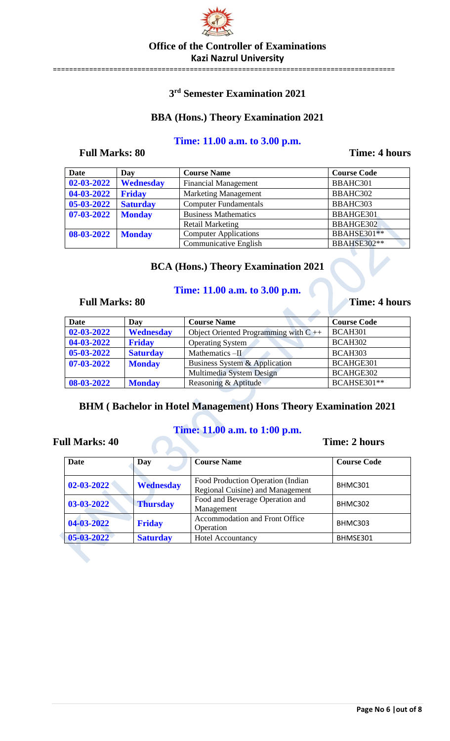**Office of the Controller of Examinations**
**Kazi Nazrul University**

## 3rd Semester Examination 2021

### BBA (Hons.) Theory Examination 2021

**Time: 11.00 a.m. to 3.00 p.m.**

**Full Marks: 80** **Time: 4 hours**

| Date | Day | Course Name | Course Code |
|---|---|---|---|
| 02-03-2022 | Wednesday | Financial Management | BBAHC301 |
| 04-03-2022 | Friday | Marketing Management | BBAHC302 |
| 05-03-2022 | Saturday | Computer Fundamentals | BBAHC303 |
| 07-03-2022 | Monday | Business Mathematics | BBAHGE301 |
| | | Retail Marketing | BBAHGE302 |
| 08-03-2022 | Monday | Computer Applications | BBAHSE301** |
| | | Communicative English | BBAHSE302** |

### BCA (Hons.) Theory Examination 2021

**Time: 11.00 a.m. to 3.00 p.m.**

**Full Marks: 80** **Time: 4 hours**

| Date | Day | Course Name | Course Code |
|---|---|---|---|
| 02-03-2022 | Wednesday | Object Oriented Programming with C ++ | BCAH301 |
| 04-03-2022 | Friday | Operating System | BCAH302 |
| 05-03-2022 | Saturday | Mathematics –II | BCAH303 |
| 07-03-2022 | Monday | Business System & Application | BCAHGE301 |
| | | Multimedia System Design | BCAHGE302 |
| 08-03-2022 | Monday | Reasoning & Aptitude | BCAHSE301** |

### BHM ( Bachelor in Hotel Management) Hons Theory Examination 2021

**Time: 11.00 a.m. to 1:00 p.m.**

**Full Marks: 40** **Time: 2 hours**

| Date | Day | Course Name | Course Code |
|---|---|---|---|
| 02-03-2022 | Wednesday | Food Production Operation (Indian Regional Cuisine) and Management | BHMC301 |
| 03-03-2022 | Thursday | Food and Beverage Operation and Management | BHMC302 |
| 04-03-2022 | Friday | Accommodation and Front Office Operation | BHMC303 |
| 05-03-2022 | Saturday | Hotel Accountancy | BHMSE301 |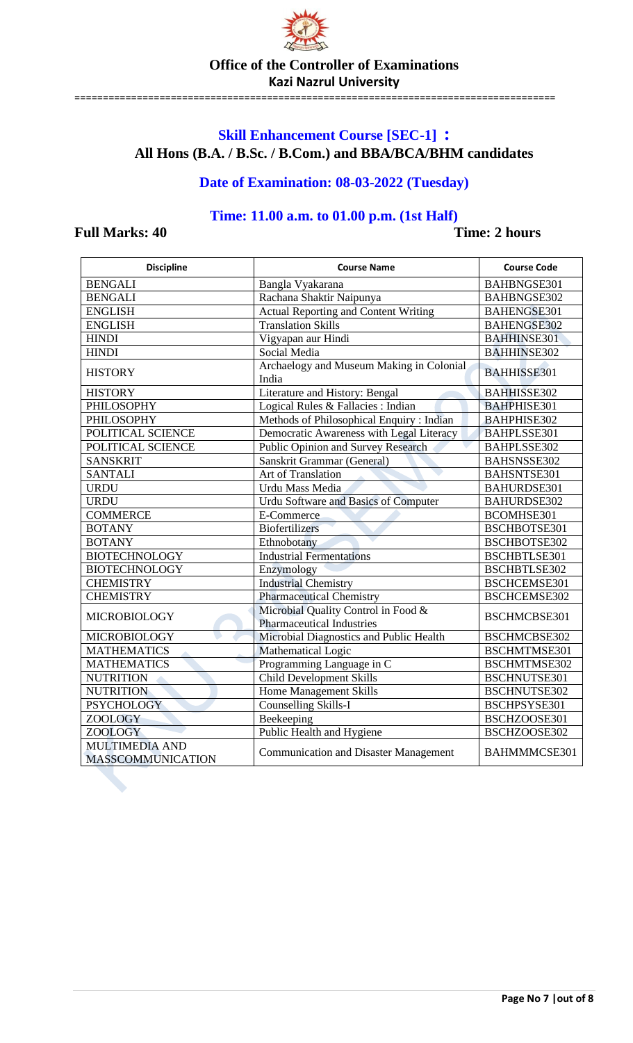**Office of the Controller of Examinations**

**Kazi Nazrul University**

## Skill Enhancement Course [SEC-1] :
## All Hons (B.A. / B.Sc. / B.Com.) and BBA/BCA/BHM candidates

### Date of Examination: 08-03-2022 (Tuesday)

### Time: 11.00 a.m. to 01.00 p.m. (1st Half)

**Full Marks: 40** **Time: 2 hours**

| Discipline | Course Name | Course Code |
|---|---|---|
| BENGALI | Bangla Vyakarana | BAHBNGSE301 |
| BENGALI | Rachana Shaktir Naipunya | BAHBNGSE302 |
| ENGLISH | Actual Reporting and Content Writing | BAHENGSE301 |
| ENGLISH | Translation Skills | BAHENGSE302 |
| HINDI | Vigyapan aur Hindi | BAHHINSE301 |
| HINDI | Social Media | BAHHINSE302 |
| HISTORY | Archaelogy and Museum Making in Colonial India | BAHHISSE301 |
| HISTORY | Literature and History: Bengal | BAHHISSE302 |
| PHILOSOPHY | Logical Rules & Fallacies : Indian | BAHPHISE301 |
| PHILOSOPHY | Methods of Philosophical Enquiry : Indian | BAHPHISE302 |
| POLITICAL SCIENCE | Democratic Awareness with Legal Literacy | BAHPLSSE301 |
| POLITICAL SCIENCE | Public Opinion and Survey Research | BAHPLSSE302 |
| SANSKRIT | Sanskrit Grammar (General) | BAHSNSSE302 |
| SANTALI | Art of Translation | BAHSNTSE301 |
| URDU | Urdu Mass Media | BAHURDSE301 |
| URDU | Urdu Software and Basics of Computer | BAHURDSE302 |
| COMMERCE | E-Commerce | BCOMHSE301 |
| BOTANY | Biofertilizers | BSCHBOTSE301 |
| BOTANY | Ethnobotany | BSCHBOTSE302 |
| BIOTECHNOLOGY | Industrial Fermentations | BSCHBTLSE301 |
| BIOTECHNOLOGY | Enzymology | BSCHBTLSE302 |
| CHEMISTRY | Industrial Chemistry | BSCHCEMSE301 |
| CHEMISTRY | Pharmaceutical Chemistry | BSCHCEMSE302 |
| MICROBIOLOGY | Microbial Quality Control in Food & Pharmaceutical Industries | BSCHMCBSE301 |
| MICROBIOLOGY | Microbial Diagnostics and Public Health | BSCHMCBSE302 |
| MATHEMATICS | Mathematical Logic | BSCHMTMSE301 |
| MATHEMATICS | Programming Language in C | BSCHMTMSE302 |
| NUTRITION | Child Development Skills | BSCHNUTSE301 |
| NUTRITION | Home Management Skills | BSCHNUTSE302 |
| PSYCHOLOGY | Counselling Skills-I | BSCHPSYSE301 |
| ZOOLOGY | Beekeeping | BSCHZOOSE301 |
| ZOOLOGY | Public Health and Hygiene | BSCHZOOSE302 |
| MULTIMEDIA AND MASSCOMMUNICATION | Communication and Disaster Management | BAHMMMCSE301 |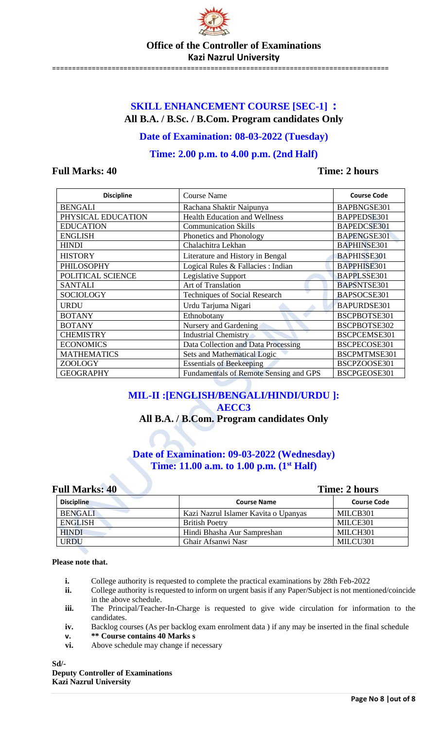**Office of the Controller of Examinations**
**Kazi Nazrul University**

## SKILL ENHANCEMENT COURSE [SEC-1] :

**All B.A. / B.Sc. / B.Com. Program candidates Only**

**Date of Examination: 08-03-2022 (Tuesday)**

**Time: 2.00 p.m. to 4.00 p.m. (2nd Half)**

**Full Marks: 40** **Time: 2 hours**

| Discipline | Course Name | Course Code |
|---|---|---|
| BENGALI | Rachana Shaktir Naipunya | BAPBNGSE301 |
| PHYSICAL EDUCATION | Health Education and Wellness | BAPPEDSE301 |
| EDUCATION | Communication Skills | BAPEDCSE301 |
| ENGLISH | Phonetics and Phonology | BAPENGSE301 |
| HINDI | Chalachitra Lekhan | BAPHINSE301 |
| HISTORY | Literature and History in Bengal | BAPHISSE301 |
| PHILOSOPHY | Logical Rules & Fallacies : Indian | BAPPHISE301 |
| POLITICAL SCIENCE | Legislative Support | BAPPLSSE301 |
| SANTALI | Art of Translation | BAPSNTSE301 |
| SOCIOLOGY | Techniques of Social Research | BAPSOCSE301 |
| URDU | Urdu Tarjuma Nigari | BAPURDSE301 |
| BOTANY | Ethnobotany | BSCPBOTSE301 |
| BOTANY | Nursery and Gardening | BSCPBOTSE302 |
| CHEMISTRY | Industrial Chemistry | BSCPCEMSE301 |
| ECONOMICS | Data Collection and Data Processing | BSCPECOSE301 |
| MATHEMATICS | Sets and Mathematical Logic | BSCPMTMSE301 |
| ZOOLOGY | Essentials of Beekeeping | BSCPZOOSE301 |
| GEOGRAPHY | Fundamentals of Remote Sensing and GPS | BSCPGEOSE301 |

## MIL-II :[ENGLISH/BENGALI/HINDI/URDU ]: AECC3

**All B.A. / B.Com. Program candidates Only**

**Date of Examination: 09-03-2022 (Wednesday)**

**Time: 11.00 a.m. to 1.00 p.m. (1st Half)**

**Full Marks: 40** **Time: 2 hours**

| Discipline | Course Name | Course Code |
|---|---|---|
| BENGALI | Kazi Nazrul Islamer Kavita o Upanyas | MILCB301 |
| ENGLISH | British Poetry | MILCE301 |
| HINDI | Hindi Bhasha Aur Sampreshan | MILCH301 |
| URDU | Ghair Afsanwi Nasr | MILCU301 |

**Please note that.**

- **i.** College authority is requested to complete the practical examinations by 28th Feb-2022
- **ii.** College authority is requested to inform on urgent basis if any Paper/Subject is not mentioned/coincide in the above schedule.
- **iii.** The Principal/Teacher-In-Charge is requested to give wide circulation for information to the candidates.
- **iv.** Backlog courses (As per backlog exam enrolment data ) if any may be inserted in the final schedule
- **v.** **** Course contains 40 Marks s**
- **vi.** Above schedule may change if necessary

**Sd/-**
**Deputy Controller of Examinations**
**Kazi Nazrul University**